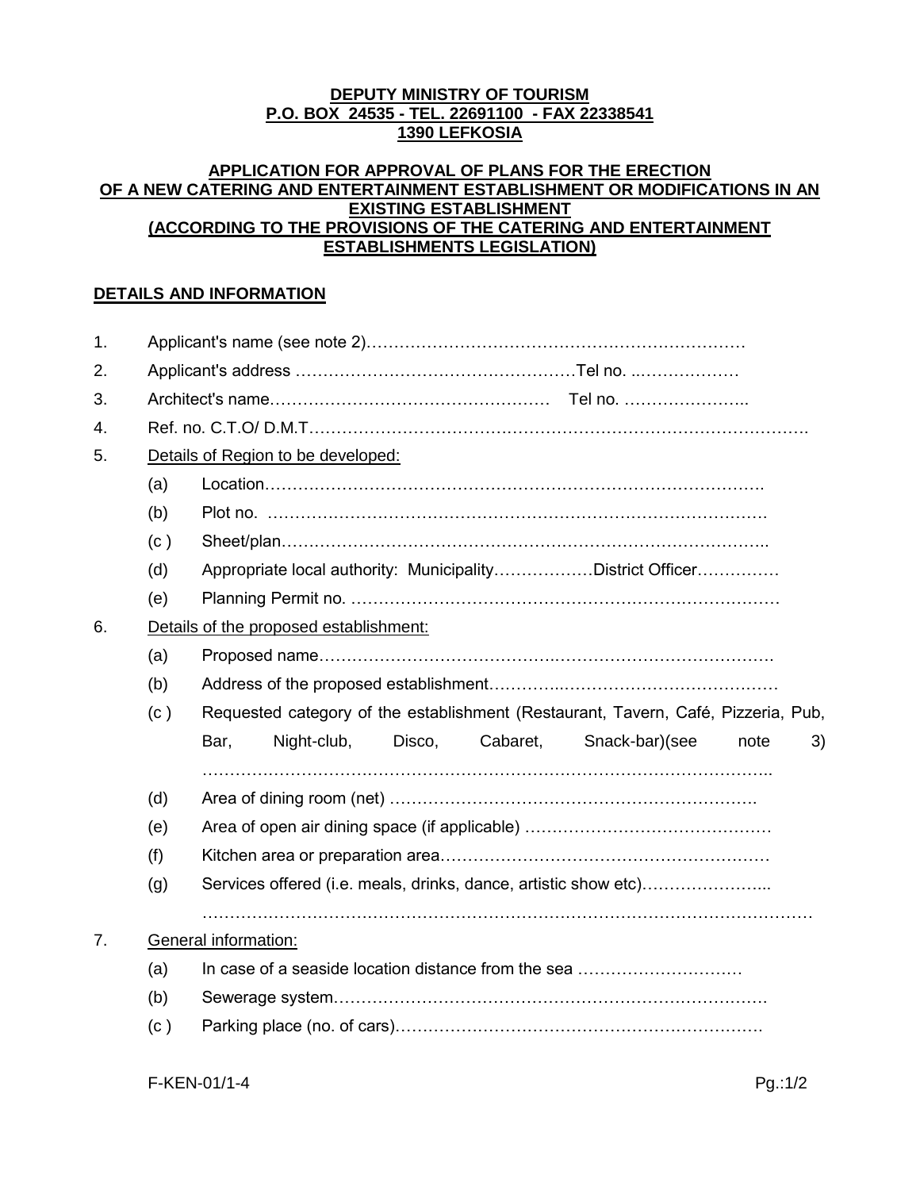**DEPUTY MINISTRY OF TOURISM**
**P.O. BOX 24535 - TEL. 22691100 - FAX 22338541**
**1390 LEFKOSIA**

**APPLICATION FOR APPROVAL OF PLANS FOR THE ERECTION OF A NEW CATERING AND ENTERTAINMENT ESTABLISHMENT OR MODIFICATIONS IN AN EXISTING ESTABLISHMENT (ACCORDING TO THE PROVISIONS OF THE CATERING AND ENTERTAINMENT ESTABLISHMENTS LEGISLATION)**

**DETAILS AND INFORMATION**

1. Applicant's name (see note 2)…………………………………………………………
2. Applicant's address ……………………………………………Tel no. ..………………
3. Architect's name……………………………………………  Tel no. …………………..
4. Ref. no. C.T.O/ D.M.T……………………………………………………………………………….
5. Details of Region to be developed:
   - (a) Location…………………………………………………………………………….
   - (b) Plot no. ……………………………………………………………………………
   - (c ) Sheet/plan…………………………………………………………………………..
   - (d) Appropriate local authority: Municipality………………District Officer……………
   - (e) Planning Permit no. ……………………………………………………………………
6. Details of the proposed establishment:
   - (a) Proposed name……………………………………………………………………….
   - (b) Address of the proposed establishment…………..…………………………………
   - (c ) Requested category of the establishment (Restaurant, Tavern, Café, Pizzeria, Pub, Bar, Night-club, Disco, Cabaret, Snack-bar)(see note 3) ………………………………………………………………………………………..
   - (d) Area of dining room (net) ………………………………………………………….
   - (e) Area of open air dining space (if applicable) ………………………………………
   - (f) Kitchen area or preparation area……………………………………………………
   - (g) Services offered (i.e. meals, drinks, dance, artistic show etc)…………………... ………………………………………………………………………………………………
7. General information:
   - (a) In case of a seaside location distance from the sea …………………………
   - (b) Sewerage system…………………………………………………………………
   - (c ) Parking place (no. of cars)……………………………………………………….

F-KEN-01/1-4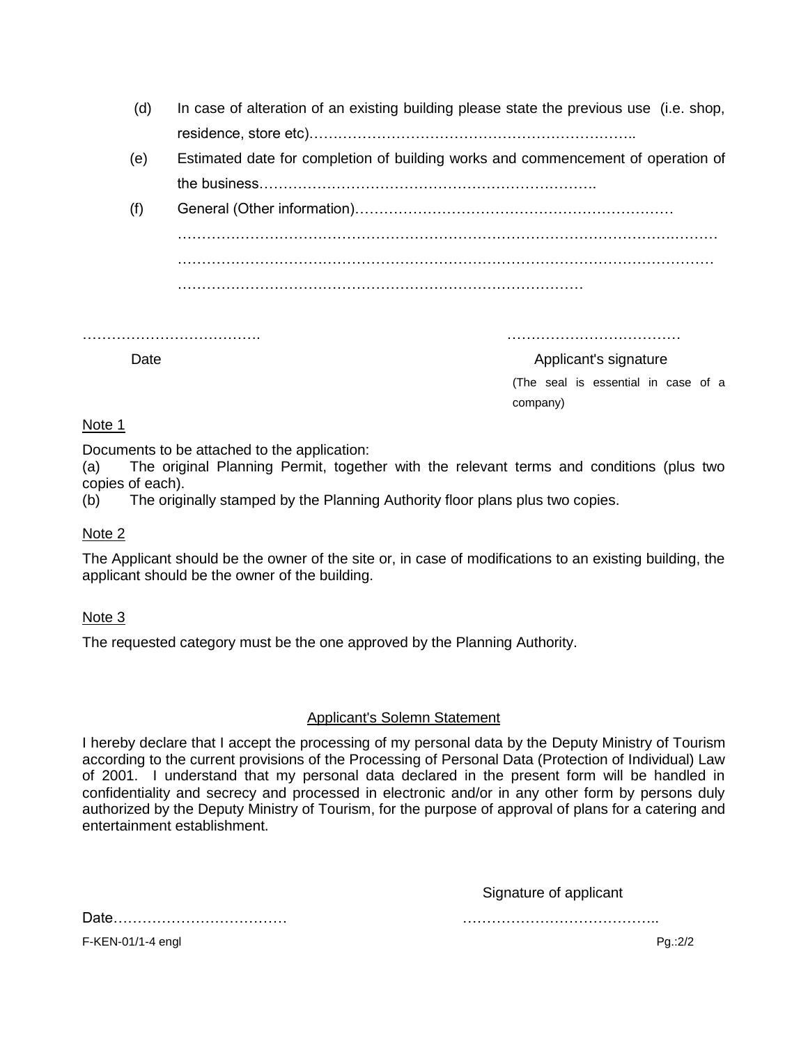(d) In case of alteration of an existing building please state the previous use (i.e. shop, residence, store etc)…………………………………………………………..

(e) Estimated date for completion of building works and commencement of operation of the business…………………………………………………………….

(f) General (Other information)………………………………………………………… ………………………………………………………………………………………………… ………………………………………………………………………………………………… …………………………………………………………………………

……………………………….                                                    ………………………………

Date                                                                                    Applicant's signature

(The seal is essential in case of a company)

Note 1

Documents to be attached to the application:

(a) The original Planning Permit, together with the relevant terms and conditions (plus two copies of each).

(b) The originally stamped by the Planning Authority floor plans plus two copies.

Note 2

The Applicant should be the owner of the site or, in case of modifications to an existing building, the applicant should be the owner of the building.

Note 3

The requested category must be the one approved by the Planning Authority.

Applicant's Solemn Statement

I hereby declare that I accept the processing of my personal data by the Deputy Ministry of Tourism according to the current provisions of the Processing of Personal Data (Protection of Individual) Law of 2001. I understand that my personal data declared in the present form will be handled in confidentiality and secrecy and processed in electronic and/or in any other form by persons duly authorized by the Deputy Ministry of Tourism, for the purpose of approval of plans for a catering and entertainment establishment.

Signature of applicant

Date………………………………                                                    …………………………………..

F-KEN-01/1-4 engl